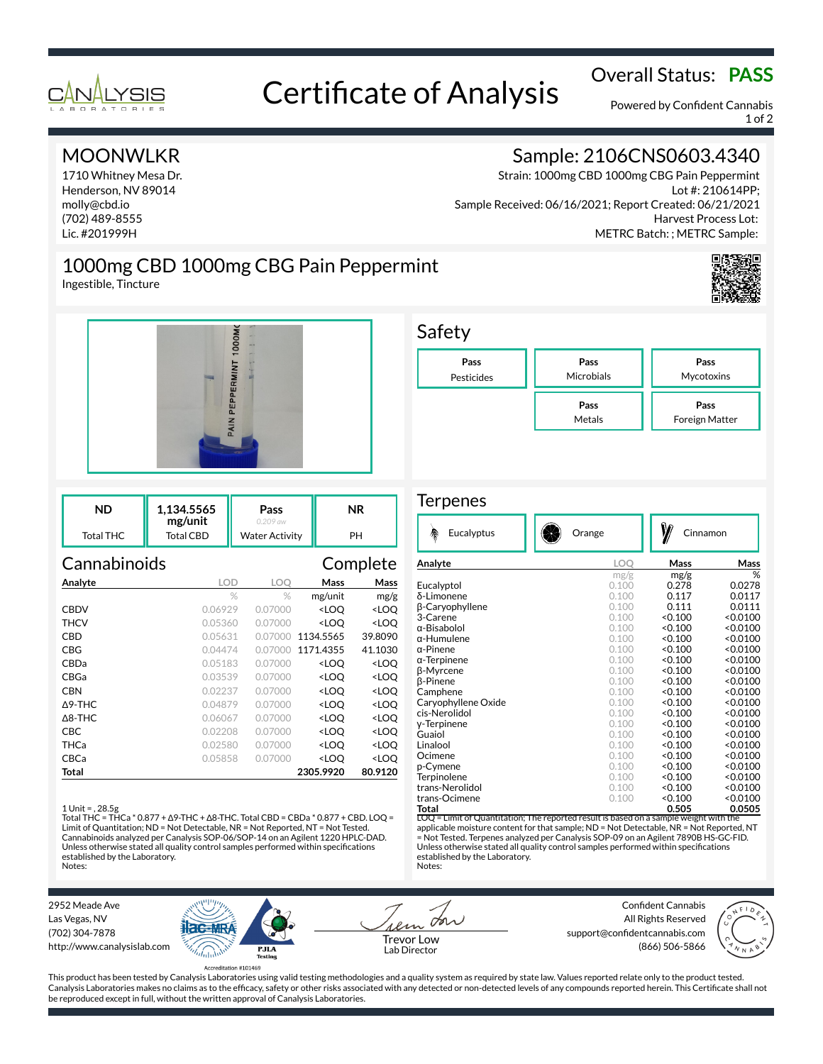# Certificate of Analysis

CANALYSIS LABORATORIES

Overall Status: **PASS**

Powered by Confident Cannabis

## MOONWLKR

1710 Whitney Mesa Dr.
Henderson, NV 89014
molly@cbd.io
(702) 489-8555
Lic. #201999H

## Sample: 2106CNS0603.4340

Strain: 1000mg CBD 1000mg CBG Pain Peppermint
Lot #: 210614PP;
Sample Received: 06/16/2021; Report Created: 06/21/2021
Harvest Process Lot:
METRC Batch: ; METRC Sample:

## 1000mg CBD 1000mg CBG Pain Peppermint

Ingestible, Tincture

## Safety

| Pesticides | Microbials | Mycotoxins | Metals | Foreign Matter |
|---|---|---|---|---|
| Pass | Pass | Pass | Pass | Pass |

| Total THC | Total CBD | Water Activity | PH |
|---|---|---|---|
| ND | 1,134.5565 mg/unit | Pass (0.209 aw) | NR |

## Cannabinoids — Complete

| Analyte | LOD | LOQ | Mass | Mass |
|---|---|---|---|---|
| | % | % | mg/unit | mg/g |
| CBDV | 0.06929 | 0.07000 | <LOQ | <LOQ |
| THCV | 0.05360 | 0.07000 | <LOQ | <LOQ |
| CBD | 0.05631 | 0.07000 | 1134.5565 | 39.8090 |
| CBG | 0.04474 | 0.07000 | 1171.4355 | 41.1030 |
| CBDa | 0.05183 | 0.07000 | <LOQ | <LOQ |
| CBGa | 0.03539 | 0.07000 | <LOQ | <LOQ |
| CBN | 0.02237 | 0.07000 | <LOQ | <LOQ |
| Δ9-THC | 0.04879 | 0.07000 | <LOQ | <LOQ |
| Δ8-THC | 0.06067 | 0.07000 | <LOQ | <LOQ |
| CBC | 0.02208 | 0.07000 | <LOQ | <LOQ |
| THCa | 0.02580 | 0.07000 | <LOQ | <LOQ |
| CBCa | 0.05858 | 0.07000 | <LOQ | <LOQ |
| **Total** | | | **2305.9920** | **80.9120** |

1 Unit = , 28.5g
Total THC = THCa * 0.877 + Δ9-THC + Δ8-THC. Total CBD = CBDa * 0.877 + CBD. LOQ = Limit of Quantitation; ND = Not Detectable, NR = Not Reported, NT = Not Tested. Cannabinoids analyzed per Canalysis SOP-06/SOP-14 on an Agilent 1220 HPLC-DAD. Unless otherwise stated all quality control samples performed within specifications established by the Laboratory.
Notes:

## Terpenes

Eucalyptus | Orange | Cinnamon

| Analyte | LOQ | Mass | Mass |
|---|---|---|---|
| | mg/g | mg/g | % |
| Eucalyptol | 0.100 | 0.278 | 0.0278 |
| δ-Limonene | 0.100 | 0.117 | 0.0117 |
| β-Caryophyllene | 0.100 | 0.111 | 0.0111 |
| 3-Carene | 0.100 | <0.100 | <0.0100 |
| α-Bisabolol | 0.100 | <0.100 | <0.0100 |
| α-Humulene | 0.100 | <0.100 | <0.0100 |
| α-Pinene | 0.100 | <0.100 | <0.0100 |
| α-Terpinene | 0.100 | <0.100 | <0.0100 |
| β-Myrcene | 0.100 | <0.100 | <0.0100 |
| β-Pinene | 0.100 | <0.100 | <0.0100 |
| Camphene | 0.100 | <0.100 | <0.0100 |
| Caryophyllene Oxide | 0.100 | <0.100 | <0.0100 |
| cis-Nerolidol | 0.100 | <0.100 | <0.0100 |
| γ-Terpinene | 0.100 | <0.100 | <0.0100 |
| Guaiol | 0.100 | <0.100 | <0.0100 |
| Linalool | 0.100 | <0.100 | <0.0100 |
| Ocimene | 0.100 | <0.100 | <0.0100 |
| p-Cymene | 0.100 | <0.100 | <0.0100 |
| Terpinolene | 0.100 | <0.100 | <0.0100 |
| trans-Nerolidol | 0.100 | <0.100 | <0.0100 |
| trans-Ocimene | 0.100 | <0.100 | <0.0100 |
| **Total** | | **0.505** | **0.0505** |

LOQ = Limit of Quantitation; The reported result is based on a sample weight with the applicable moisture content for that sample; ND = Not Detectable, NR = Not Reported, NT = Not Tested. Terpenes analyzed per Canalysis SOP-09 on an Agilent 7890B HS-GC-FID. Unless otherwise stated all quality control samples performed within specifications established by the Laboratory.
Notes:

2952 Meade Ave
Las Vegas, NV
(702) 304-7878
http://www.canalysislab.com

Accreditation #101469

Trevor Low
Lab Director

Confident Cannabis
All Rights Reserved
support@confidentcannabis.com
(866) 506-5866

This product has been tested by Canalysis Laboratories using valid testing methodologies and a quality system as required by state law. Values reported relate only to the product tested. Canalysis Laboratories makes no claims as to the efficacy, safety or other risks associated with any detected or non-detected levels of any compounds reported herein. This Certificate shall not be reproduced except in full, without the written approval of Canalysis Laboratories.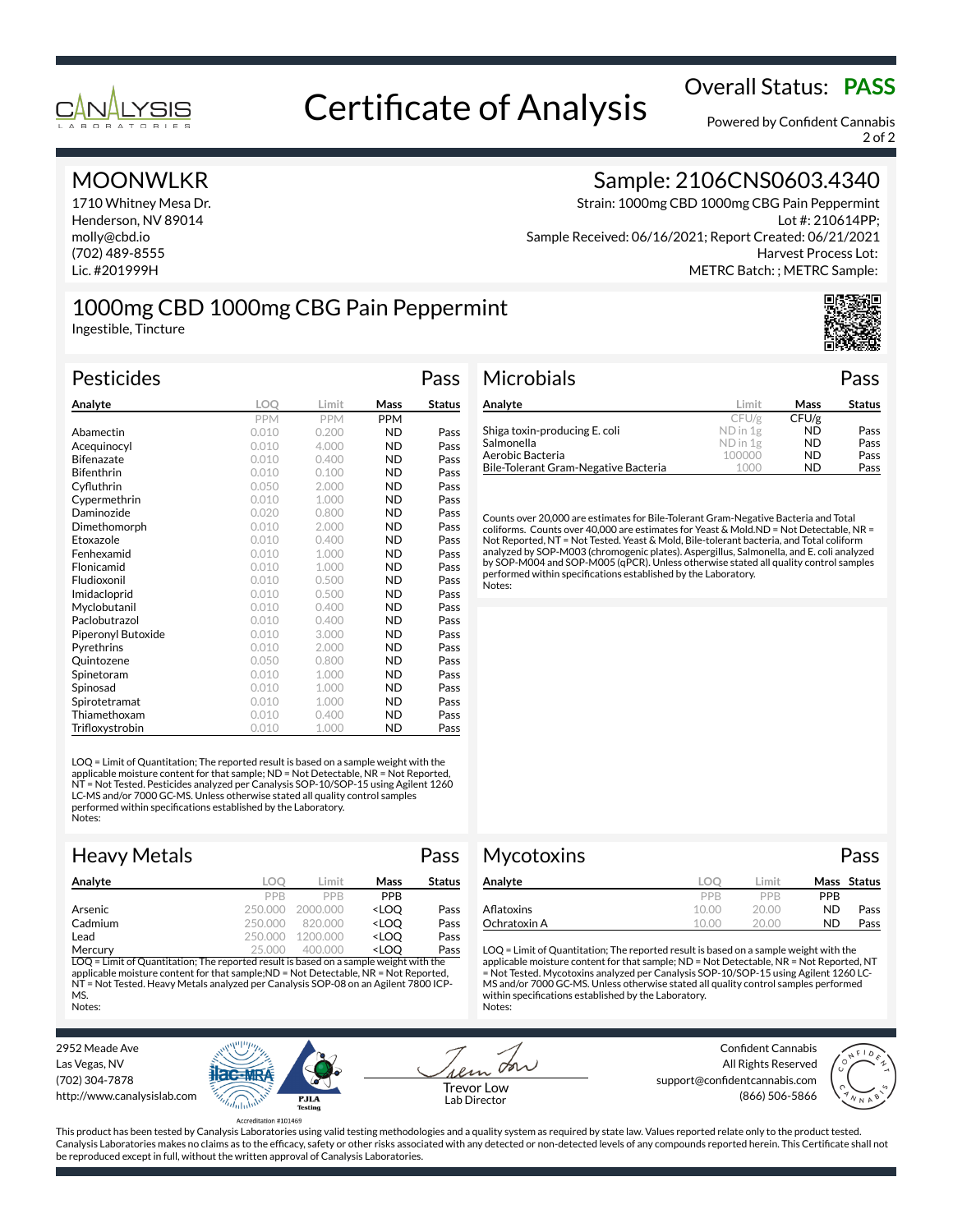# Certificate of Analysis

Overall Status: **PASS**

Powered by Confident Cannabis

## MOONWLKR

1710 Whitney Mesa Dr.
Henderson, NV 89014
molly@cbd.io
(702) 489-8555
Lic. #201999H

## Sample: 2106CNS0603.4340

Strain: 1000mg CBD 1000mg CBG Pain Peppermint
Lot #: 210614PP;
Sample Received: 06/16/2021; Report Created: 06/21/2021
Harvest Process Lot:
METRC Batch: ; METRC Sample:

## 1000mg CBD 1000mg CBG Pain Peppermint

Ingestible, Tincture

### Pesticides — Pass

| Analyte | LOQ | Limit | Mass | Status |
|---|---|---|---|---|
| | PPM | PPM | PPM | |
| Abamectin | 0.010 | 0.200 | ND | Pass |
| Acequinocyl | 0.010 | 4.000 | ND | Pass |
| Bifenazate | 0.010 | 0.400 | ND | Pass |
| Bifenthrin | 0.010 | 0.100 | ND | Pass |
| Cyfluthrin | 0.050 | 2.000 | ND | Pass |
| Cypermethrin | 0.010 | 1.000 | ND | Pass |
| Daminozide | 0.020 | 0.800 | ND | Pass |
| Dimethomorph | 0.010 | 2.000 | ND | Pass |
| Etoxazole | 0.010 | 0.400 | ND | Pass |
| Fenhexamid | 0.010 | 1.000 | ND | Pass |
| Flonicamid | 0.010 | 1.000 | ND | Pass |
| Fludioxonil | 0.010 | 0.500 | ND | Pass |
| Imidacloprid | 0.010 | 0.500 | ND | Pass |
| Myclobutanil | 0.010 | 0.400 | ND | Pass |
| Paclobutrazol | 0.010 | 0.400 | ND | Pass |
| Piperonyl Butoxide | 0.010 | 3.000 | ND | Pass |
| Pyrethrins | 0.010 | 2.000 | ND | Pass |
| Quintozene | 0.050 | 0.800 | ND | Pass |
| Spinetoram | 0.010 | 1.000 | ND | Pass |
| Spinosad | 0.010 | 1.000 | ND | Pass |
| Spirotetramat | 0.010 | 1.000 | ND | Pass |
| Thiamethoxam | 0.010 | 0.400 | ND | Pass |
| Trifloxystrobin | 0.010 | 1.000 | ND | Pass |

LOQ = Limit of Quantitation; The reported result is based on a sample weight with the applicable moisture content for that sample; ND = Not Detectable, NR = Not Reported, NT = Not Tested. Pesticides analyzed per Canalysis SOP-10/SOP-15 using Agilent 1260 LC-MS and/or 7000 GC-MS. Unless otherwise stated all quality control samples performed within specifications established by the Laboratory.
Notes:

### Microbials — Pass

| Analyte | Limit | Mass | Status |
|---|---|---|---|
| | CFU/g | CFU/g | |
| Shiga toxin-producing E. coli | ND in 1g | ND | Pass |
| Salmonella | ND in 1g | ND | Pass |
| Aerobic Bacteria | 100000 | ND | Pass |
| Bile-Tolerant Gram-Negative Bacteria | 1000 | ND | Pass |

Counts over 20,000 are estimates for Bile-Tolerant Gram-Negative Bacteria and Total coliforms. Counts over 40,000 are estimates for Yeast & Mold.ND = Not Detectable, NR = Not Reported, NT = Not Tested. Yeast & Mold, Bile-tolerant bacteria, and Total coliform analyzed by SOP-M003 (chromogenic plates). Aspergillus, Salmonella, and E. coli analyzed by SOP-M004 and SOP-M005 (qPCR). Unless otherwise stated all quality control samples performed within specifications established by the Laboratory.
Notes:

### Heavy Metals — Pass

| Analyte | LOQ | Limit | Mass | Status |
|---|---|---|---|---|
| | PPB | PPB | PPB | |
| Arsenic | 250.000 | 2000.000 | <LOQ | Pass |
| Cadmium | 250.000 | 820.000 | <LOQ | Pass |
| Lead | 250.000 | 1200.000 | <LOQ | Pass |
| Mercury | 25.000 | 400.000 | <LOQ | Pass |

LOQ = Limit of Quantitation; The reported result is based on a sample weight with the applicable moisture content for that sample;ND = Not Detectable, NR = Not Reported, NT = Not Tested. Heavy Metals analyzed per Canalysis SOP-08 on an Agilent 7800 ICP-MS.
Notes:

### Mycotoxins — Pass

| Analyte | LOQ | Limit | Mass | Status |
|---|---|---|---|---|
| | PPB | PPB | PPB | |
| Aflatoxins | 10.00 | 20.00 | ND | Pass |
| Ochratoxin A | 10.00 | 20.00 | ND | Pass |

LOQ = Limit of Quantitation; The reported result is based on a sample weight with the applicable moisture content for that sample; ND = Not Detectable, NR = Not Reported, NT = Not Tested. Mycotoxins analyzed per Canalysis SOP-10/SOP-15 using Agilent 1260 LC-MS and/or 7000 GC-MS. Unless otherwise stated all quality control samples performed within specifications established by the Laboratory.
Notes:

2952 Meade Ave
Las Vegas, NV
(702) 304-7878
http://www.canalysislab.com

Accreditation #101469

Trevor Low
Lab Director

Confident Cannabis
All Rights Reserved
support@confidentcannabis.com
(866) 506-5866

This product has been tested by Canalysis Laboratories using valid testing methodologies and a quality system as required by state law. Values reported relate only to the product tested. Canalysis Laboratories makes no claims as to the efficacy, safety or other risks associated with any detected or non-detected levels of any compounds reported herein. This Certificate shall not be reproduced except in full, without the written approval of Canalysis Laboratories.